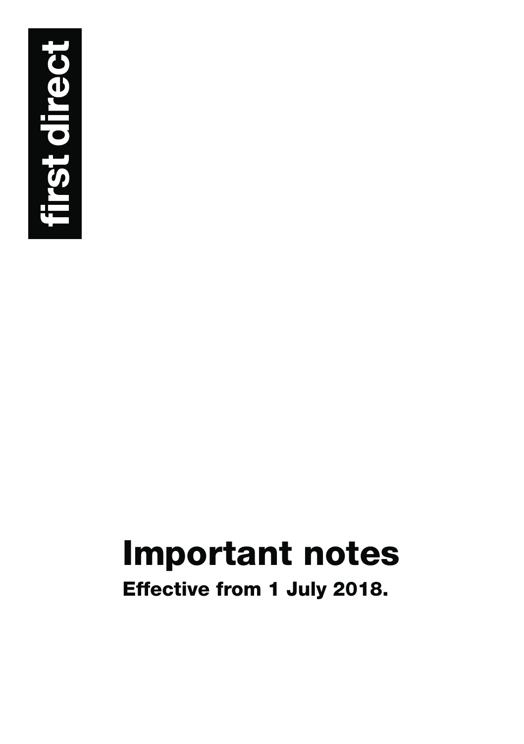first direct

# Important notes

## Effective from 1 July 2018.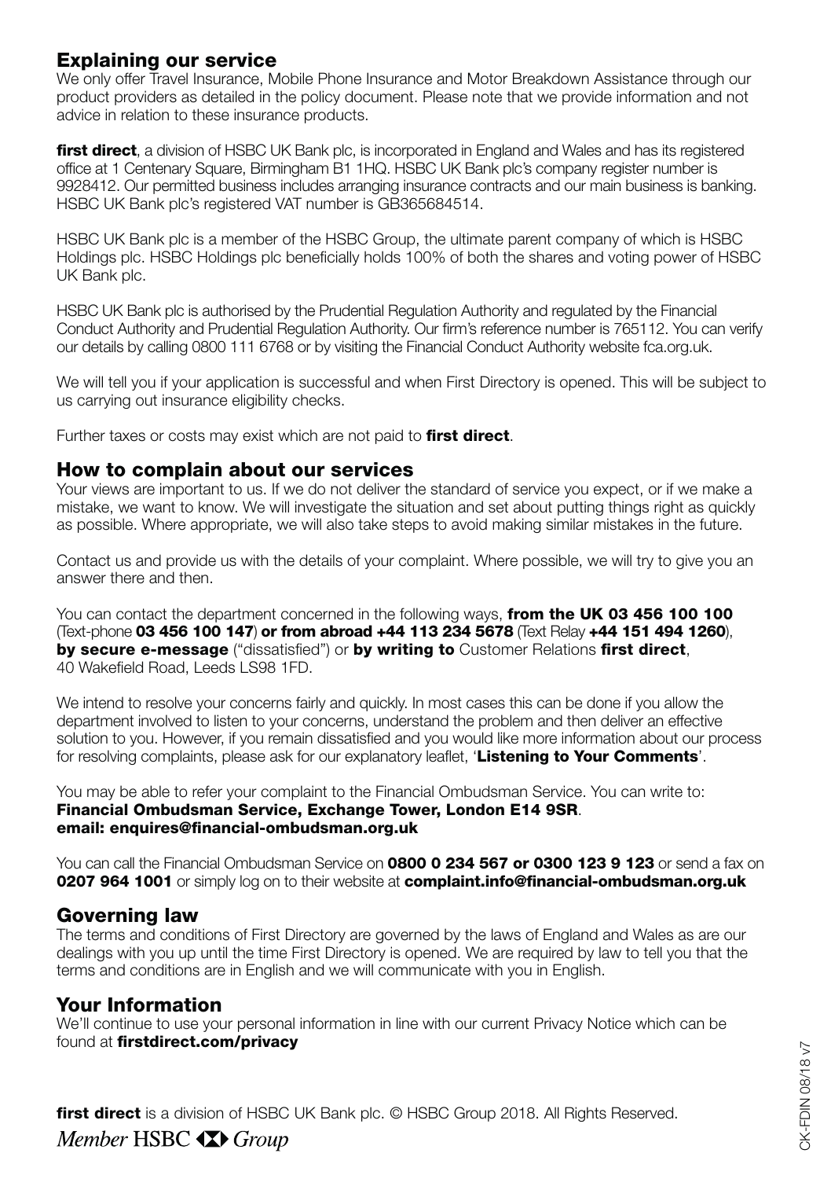## Explaining our service

We only offer Travel Insurance, Mobile Phone Insurance and Motor Breakdown Assistance through our product providers as detailed in the policy document. Please note that we provide information and not advice in relation to these insurance products.

**first direct**, a division of HSBC UK Bank plc, is incorporated in England and Wales and has its registered office at 1 Centenary Square, Birmingham B1 1HQ. HSBC UK Bank plc's company register number is 9928412. Our permitted business includes arranging insurance contracts and our main business is banking. HSBC UK Bank plc's registered VAT number is GB365684514.

HSBC UK Bank plc is a member of the HSBC Group, the ultimate parent company of which is HSBC Holdings plc. HSBC Holdings plc beneficially holds 100% of both the shares and voting power of HSBC UK Bank plc.

HSBC UK Bank plc is authorised by the Prudential Regulation Authority and regulated by the Financial Conduct Authority and Prudential Regulation Authority. Our firm's reference number is 765112. You can verify our details by calling 0800 111 6768 or by visiting the Financial Conduct Authority website fca.org.uk.

We will tell you if your application is successful and when First Directory is opened. This will be subject to us carrying out insurance eligibility checks.

Further taxes or costs may exist which are not paid to **first direct**.

## How to complain about our services

Your views are important to us. If we do not deliver the standard of service you expect, or if we make a mistake, we want to know. We will investigate the situation and set about putting things right as quickly as possible. Where appropriate, we will also take steps to avoid making similar mistakes in the future.

Contact us and provide us with the details of your complaint. Where possible, we will try to give you an answer there and then.

You can contact the department concerned in the following ways, **from the UK 03 456 100 100** (Text-phone **03 456 100 147**) **or from abroad +44 113 234 5678** (Text Relay **+44 151 494 1260**), **by secure e-message** ("dissatisfied") or **by writing to** Customer Relations **first direct**, 40 Wakefield Road, Leeds LS98 1FD.

We intend to resolve your concerns fairly and quickly. In most cases this can be done if you allow the department involved to listen to your concerns, understand the problem and then deliver an effective solution to you. However, if you remain dissatisfied and you would like more information about our process for resolving complaints, please ask for our explanatory leaflet, '**Listening to Your Comments**'.

You may be able to refer your complaint to the Financial Ombudsman Service. You can write to:
**Financial Ombudsman Service, Exchange Tower, London E14 9SR**.
**email: enquires@financial-ombudsman.org.uk**

You can call the Financial Ombudsman Service on **0800 0 234 567 or 0300 123 9 123** or send a fax on **0207 964 1001** or simply log on to their website at **complaint.info@financial-ombudsman.org.uk**

## Governing law

The terms and conditions of First Directory are governed by the laws of England and Wales as are our dealings with you up until the time First Directory is opened. We are required by law to tell you that the terms and conditions are in English and we will communicate with you in English.

## Your Information

We'll continue to use your personal information in line with our current Privacy Notice which can be found at **firstdirect.com/privacy**

**first direct** is a division of HSBC UK Bank plc. © HSBC Group 2018. All Rights Reserved.

*Member* HSBC *Group*

CK-FDIN 08/18 v7